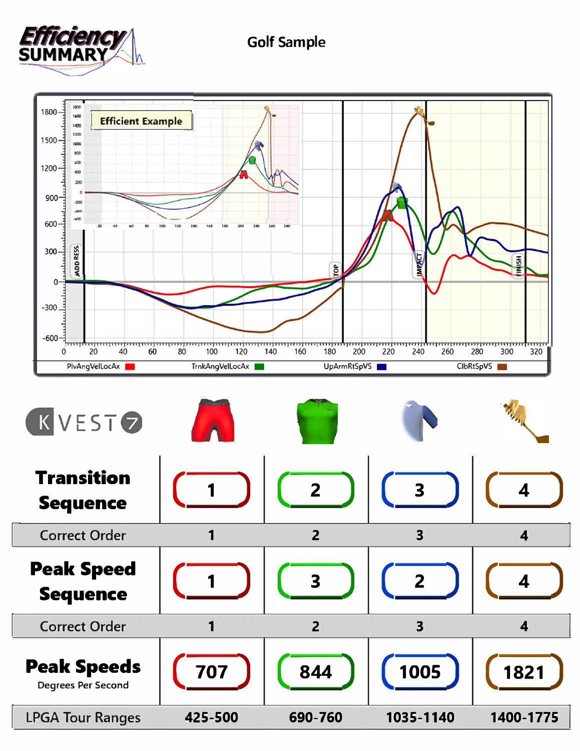# Efficiency SUMMARY

## Golf Sample

Efficient Example

ADDRESS | TOP | IMPACT | FINISH

PlvAngVelLocAx | TrnkAngVelLocAx | UpArmRtSpVS | ClbRtSpVS

KVEST 7

| | Pelvis | Trunk | Upper Arm | Club |
|---|---|---|---|---|
| **Transition Sequence** | 1 | 2 | 3 | 4 |
| Correct Order | 1 | 2 | 3 | 4 |
| **Peak Speed Sequence** | 1 | 3 | 2 | 4 |
| Correct Order | 1 | 2 | 3 | 4 |
| **Peak Speeds** Degrees Per Second | 707 | 844 | 1005 | 1821 |
| LPGA Tour Ranges | 425-500 | 690-760 | 1035-1140 | 1400-1775 |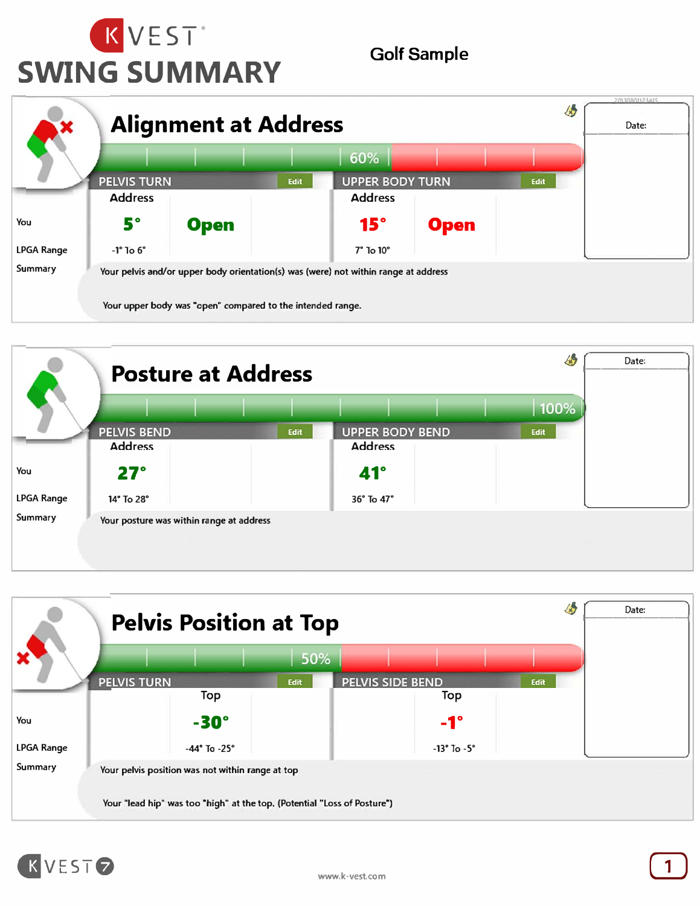# K VEST SWING SUMMARY

Golf Sample

## Alignment at Address

60%

Date:

| | PELVIS TURN (Address) | | UPPER BODY TURN (Address) | |
|---|---|---|---|---|
| You | 5° | Open | 15° | Open |
| LPGA Range | -1° To 6° | | 7° To 10° | |

**Summary**

Your pelvis and/or upper body orientation(s) was (were) not within range at address

Your upper body was "open" compared to the intended range.

## Posture at Address

100%

Date:

| | PELVIS BEND (Address) | UPPER BODY BEND (Address) |
|---|---|---|
| You | 27° | 41° |
| LPGA Range | 14° To 28° | 36° To 47° |

**Summary**

Your posture was within range at address

## Pelvis Position at Top

50%

Date:

| | PELVIS TURN (Top) | PELVIS SIDE BEND (Top) |
|---|---|---|
| You | -30° | -1° |
| LPGA Range | -44° To -25° | -13° To -5° |

**Summary**

Your pelvis position was not within range at top

Your "lead hip" was too "high" at the top. (Potential "Loss of Posture")

www.k-vest.com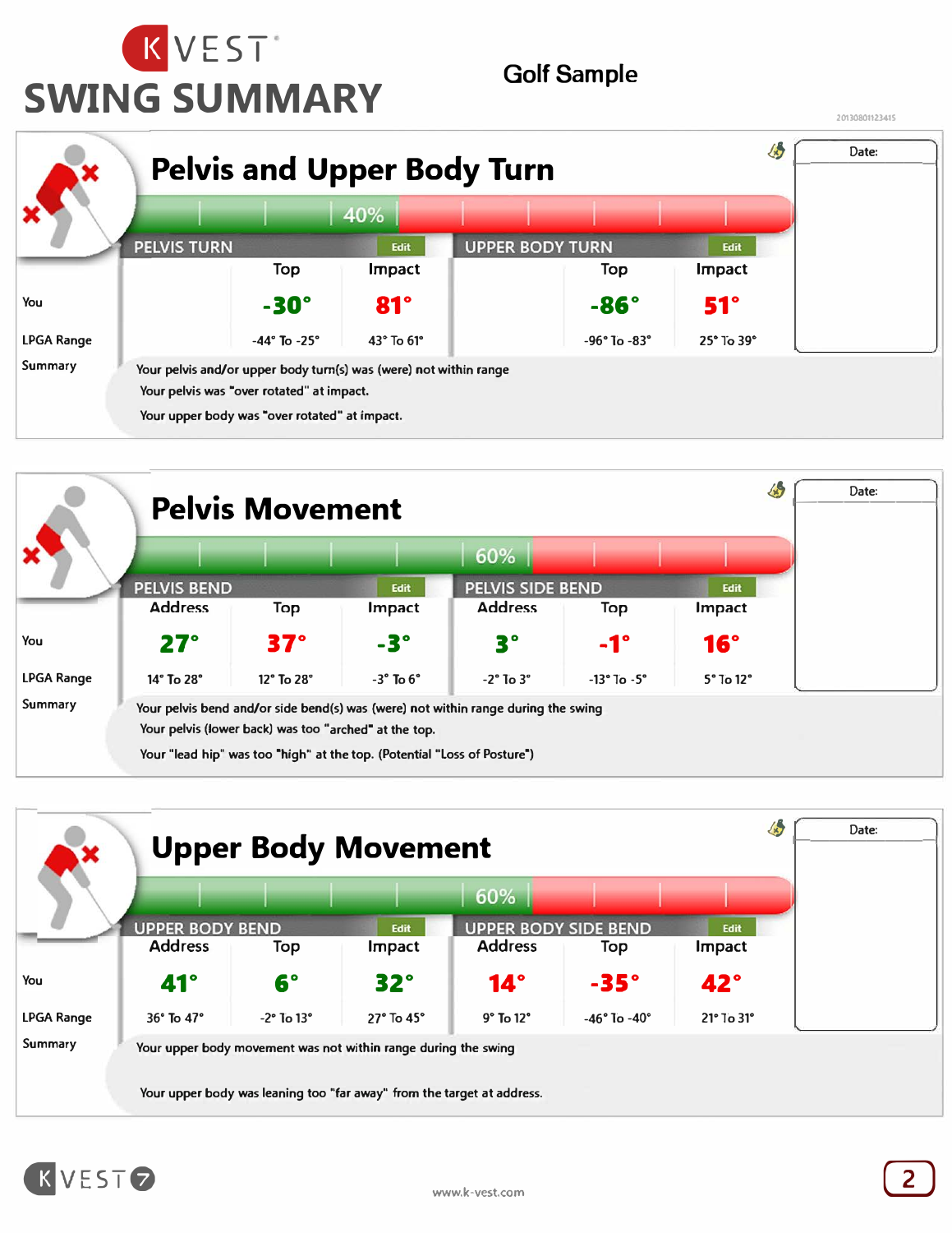# K VEST SWING SUMMARY

**Golf Sample**

20130801123415

## Pelvis and Upper Body Turn

40%

| | PELVIS TURN | | UPPER BODY TURN | |
|---|---|---|---|---|
| | Top | Impact | Top | Impact |
| You | -30° | 81° | -86° | 51° |
| LPGA Range | -44° To -25° | 43° To 61° | -96° To -83° | 25° To 39° |

Date:

**Summary**

Your pelvis and/or upper body turn(s) was (were) not within range

Your pelvis was "over rotated" at impact.

Your upper body was "over rotated" at impact.

## Pelvis Movement

60%

| | PELVIS BEND | | | PELVIS SIDE BEND | | |
|---|---|---|---|---|---|---|
| | Address | Top | Impact | Address | Top | Impact |
| You | 27° | 37° | -3° | 3° | -1° | 16° |
| LPGA Range | 14° To 28° | 12° To 28° | -3° To 6° | -2° To 3° | -13° To -5° | 5° To 12° |

Date:

**Summary**

Your pelvis bend and/or side bend(s) was (were) not within range during the swing

Your pelvis (lower back) was too "arched" at the top.

Your "lead hip" was too "high" at the top. (Potential "Loss of Posture")

## Upper Body Movement

60%

| | UPPER BODY BEND | | | UPPER BODY SIDE BEND | | |
|---|---|---|---|---|---|---|
| | Address | Top | Impact | Address | Top | Impact |
| You | 41° | 6° | 32° | 14° | -35° | 42° |
| LPGA Range | 36° To 47° | -2° To 13° | 27° To 45° | 9° To 12° | -46° To -40° | 21° To 31° |

Date:

**Summary**

Your upper body movement was not within range during the swing

Your upper body was leaning too "far away" from the target at address.

www.k-vest.com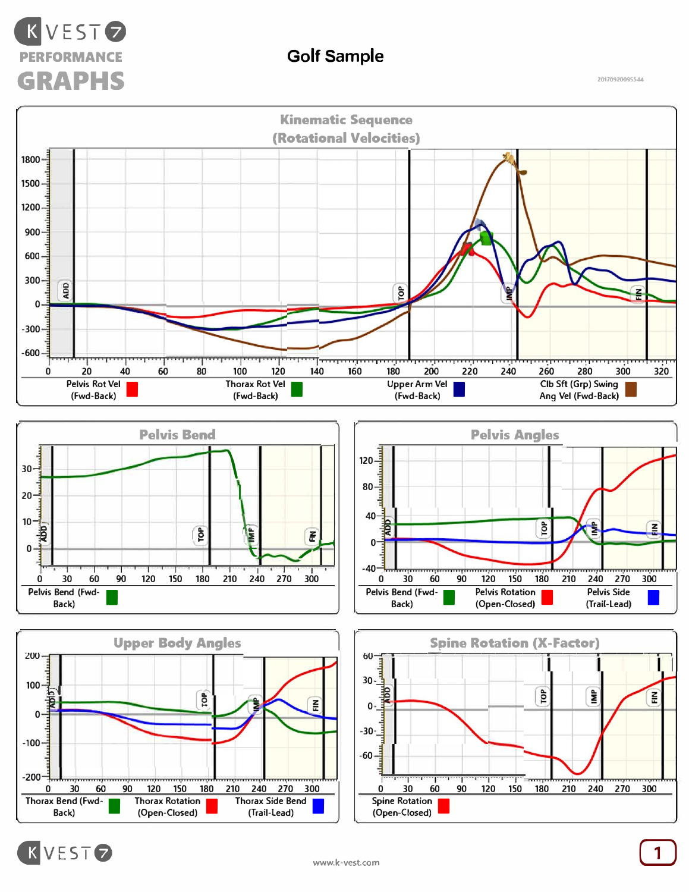# K VEST 7 PERFORMANCE GRAPHS

## Golf Sample

20170920095544

### Kinematic Sequence (Rotational Velocities)

Y-axis: 1800, 1500, 1200, 900, 600, 300, 0, -300, -600

X-axis: 0, 20, 40, 60, 80, 100, 120, 140, 160, 180, 200, 220, 240, 260, 280, 300, 320

Markers: ADD, TOP, IMP, FIN

- Pelvis Rot Vel (Fwd-Back)
- Thorax Rot Vel (Fwd-Back)
- Upper Arm Vel (Fwd-Back)
- Clb Sft (Grp) Swing Ang Vel (Fwd-Back)

### Pelvis Bend

Y-axis: 30, 20, 10, 0

X-axis: 0, 30, 60, 90, 120, 150, 180, 210, 240, 270, 300

Markers: ADD, TOP, IMP, FIN

- Pelvis Bend (Fwd-Back)

### Pelvis Angles

Y-axis: 120, 80, 40, 0, -40

X-axis: 0, 30, 60, 90, 120, 150, 180, 210, 240, 270, 300

Markers: ADD, TOP, IMP, FIN

- Pelvis Bend (Fwd-Back)
- Pelvis Rotation (Open-Closed)
- Pelvis Side (Trail-Lead)

### Upper Body Angles

Y-axis: 200, 100, 0, -100, -200

X-axis: 0, 30, 60, 90, 120, 150, 180, 210, 240, 270, 300

Markers: ADD, TOP, IMP, FIN

- Thorax Bend (Fwd-Back)
- Thorax Rotation (Open-Closed)
- Thorax Side Bend (Trail-Lead)

### Spine Rotation (X-Factor)

Y-axis: 60, 30, 0, -30, -60

X-axis: 0, 30, 60, 90, 120, 150, 180, 210, 240, 270, 300

Markers: ADD, TOP, IMP, FIN

- Spine Rotation (Open-Closed)

K VEST 7

www.k-vest.com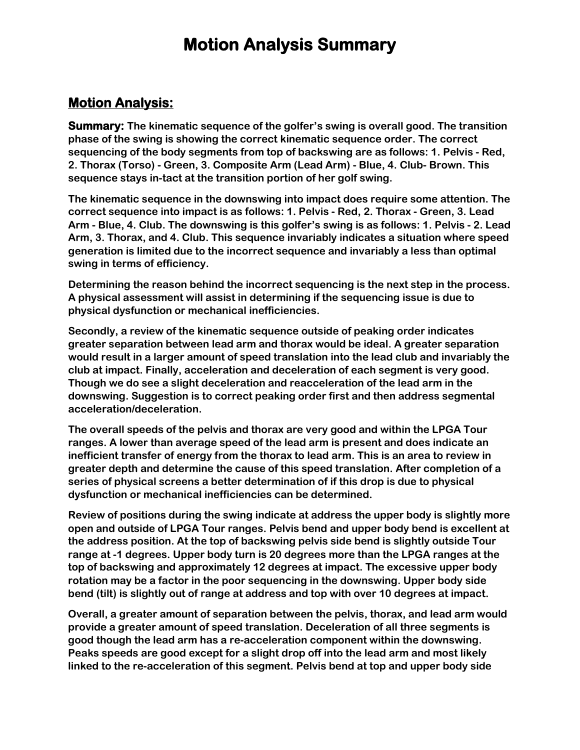# Motion Analysis Summary

## Motion Analysis:

**Summary:** **The kinematic sequence of the golfer's swing is overall good. The transition phase of the swing is showing the correct kinematic sequence order. The correct sequencing of the body segments from top of backswing are as follows: 1. Pelvis - Red, 2. Thorax (Torso) - Green, 3. Composite Arm (Lead Arm) - Blue, 4. Club- Brown. This sequence stays in-tact at the transition portion of her golf swing.**

**The kinematic sequence in the downswing into impact does require some attention. The correct sequence into impact is as follows: 1. Pelvis - Red, 2. Thorax - Green, 3. Lead Arm - Blue, 4. Club. The downswing is this golfer's swing is as follows: 1. Pelvis - 2. Lead Arm, 3. Thorax, and 4. Club. This sequence invariably indicates a situation where speed generation is limited due to the incorrect sequence and invariably a less than optimal swing in terms of efficiency.**

**Determining the reason behind the incorrect sequencing is the next step in the process. A physical assessment will assist in determining if the sequencing issue is due to physical dysfunction or mechanical inefficiencies.**

**Secondly, a review of the kinematic sequence outside of peaking order indicates greater separation between lead arm and thorax would be ideal. A greater separation would result in a larger amount of speed translation into the lead club and invariably the club at impact. Finally, acceleration and deceleration of each segment is very good. Though we do see a slight deceleration and reacceleration of the lead arm in the downswing. Suggestion is to correct peaking order first and then address segmental acceleration/deceleration.**

**The overall speeds of the pelvis and thorax are very good and within the LPGA Tour ranges. A lower than average speed of the lead arm is present and does indicate an inefficient transfer of energy from the thorax to lead arm. This is an area to review in greater depth and determine the cause of this speed translation. After completion of a series of physical screens a better determination of if this drop is due to physical dysfunction or mechanical inefficiencies can be determined.**

**Review of positions during the swing indicate at address the upper body is slightly more open and outside of LPGA Tour ranges. Pelvis bend and upper body bend is excellent at the address position. At the top of backswing pelvis side bend is slightly outside Tour range at -1 degrees. Upper body turn is 20 degrees more than the LPGA ranges at the top of backswing and approximately 12 degrees at impact. The excessive upper body rotation may be a factor in the poor sequencing in the downswing. Upper body side bend (tilt) is slightly out of range at address and top with over 10 degrees at impact.**

**Overall, a greater amount of separation between the pelvis, thorax, and lead arm would provide a greater amount of speed translation. Deceleration of all three segments is good though the lead arm has a re-acceleration component within the downswing. Peaks speeds are good except for a slight drop off into the lead arm and most likely linked to the re-acceleration of this segment. Pelvis bend at top and upper body side**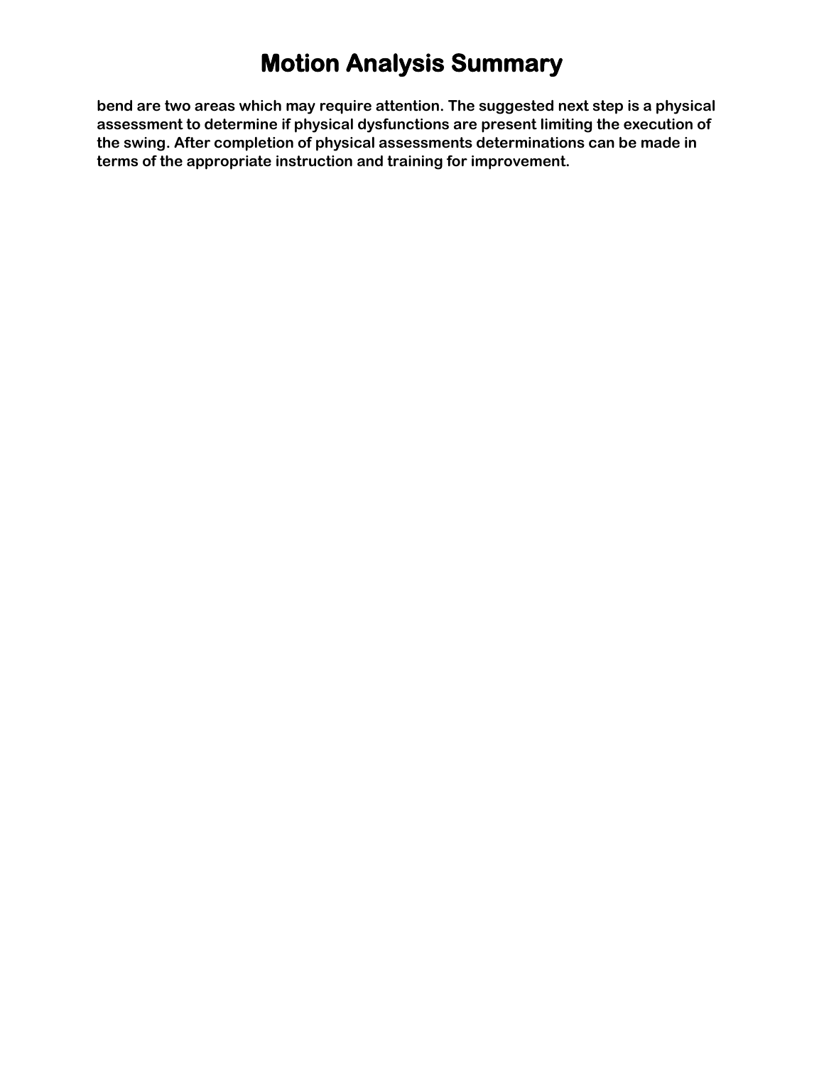# Motion Analysis Summary

**bend are two areas which may require attention. The suggested next step is a physical assessment to determine if physical dysfunctions are present limiting the execution of the swing. After completion of physical assessments determinations can be made in terms of the appropriate instruction and training for improvement.**